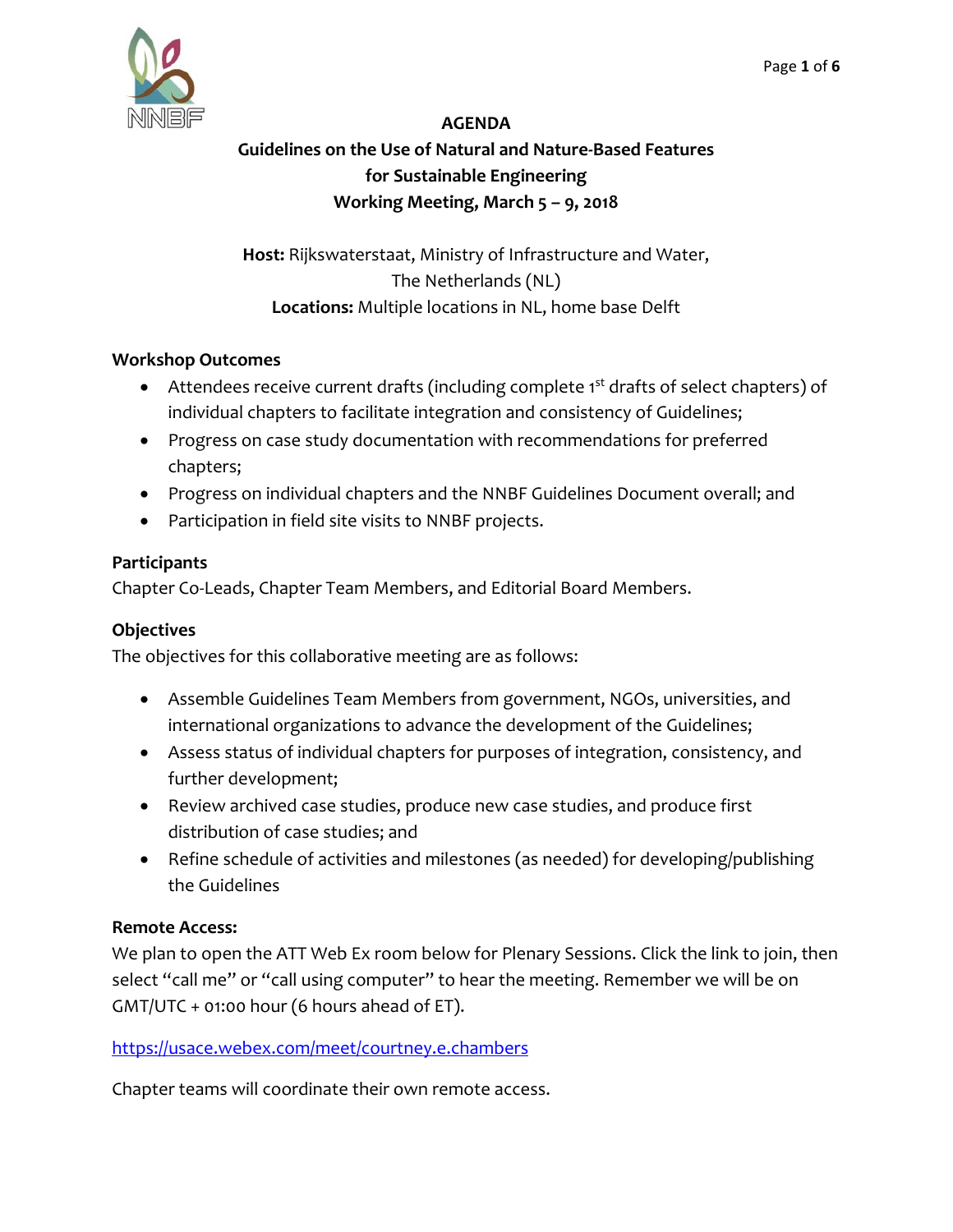# AGENDA

## Guidelines on the Use of Natural and Nature-Based Features for Sustainable Engineering

## Working Meeting, March 5 – 9, 2018

**Host:** Rijkswaterstaat, Ministry of Infrastructure and Water, The Netherlands (NL)

**Locations:** Multiple locations in NL, home base Delft

### Workshop Outcomes

- Attendees receive current drafts (including complete 1st drafts of select chapters) of individual chapters to facilitate integration and consistency of Guidelines;
- Progress on case study documentation with recommendations for preferred chapters;
- Progress on individual chapters and the NNBF Guidelines Document overall; and
- Participation in field site visits to NNBF projects.

### Participants

Chapter Co-Leads, Chapter Team Members, and Editorial Board Members.

### Objectives

The objectives for this collaborative meeting are as follows:

- Assemble Guidelines Team Members from government, NGOs, universities, and international organizations to advance the development of the Guidelines;
- Assess status of individual chapters for purposes of integration, consistency, and further development;
- Review archived case studies, produce new case studies, and produce first distribution of case studies; and
- Refine schedule of activities and milestones (as needed) for developing/publishing the Guidelines

### Remote Access:

We plan to open the ATT Web Ex room below for Plenary Sessions. Click the link to join, then select "call me" or "call using computer" to hear the meeting. Remember we will be on GMT/UTC + 01:00 hour (6 hours ahead of ET).

https://usace.webex.com/meet/courtney.e.chambers

Chapter teams will coordinate their own remote access.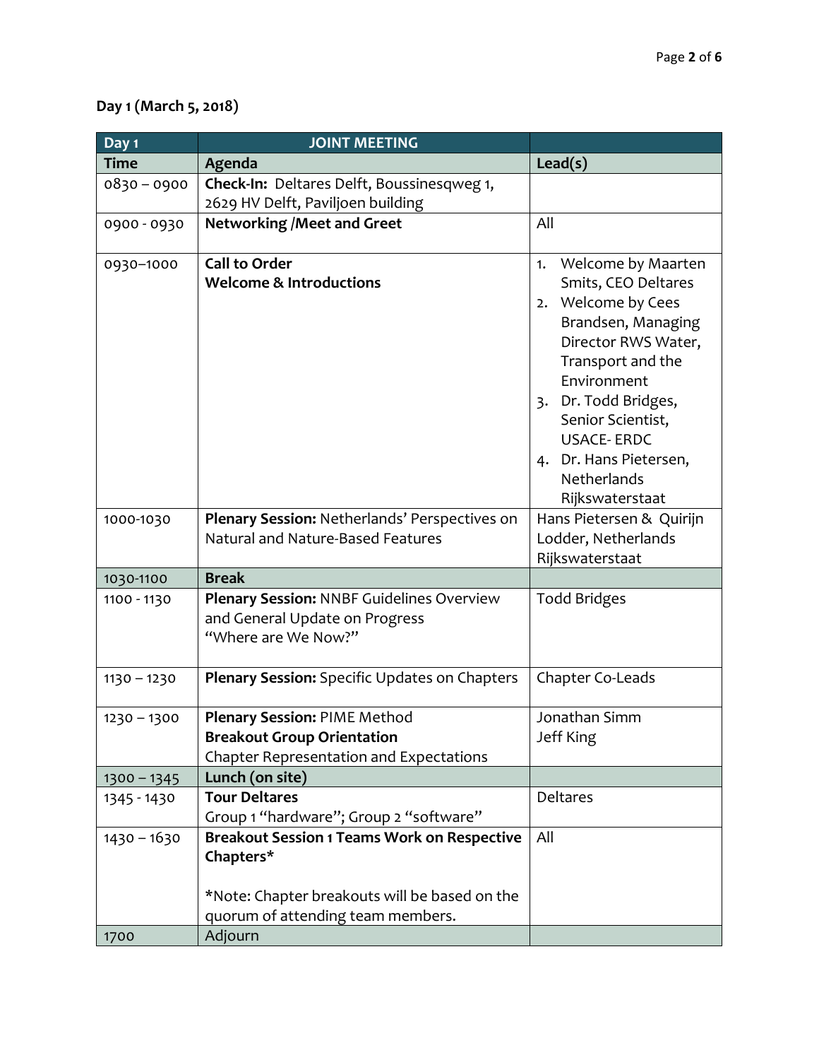**Day 1 (March 5, 2018)**

| Day 1 | JOINT MEETING | |
|---|---|---|
| **Time** | **Agenda** | **Lead(s)** |
| 0830 – 0900 | **Check-In:** Deltares Delft, Boussinesqweg 1, 2629 HV Delft, Paviljoen building | |
| 0900 - 0930 | **Networking /Meet and Greet** | All |
| 0930–1000 | **Call to Order**<br>**Welcome & Introductions** | 1. Welcome by Maarten Smits, CEO Deltares<br>2. Welcome by Cees Brandsen, Managing Director RWS Water, Transport and the Environment<br>3. Dr. Todd Bridges, Senior Scientist, USACE- ERDC<br>4. Dr. Hans Pietersen, Netherlands Rijkswaterstaat |
| 1000-1030 | **Plenary Session:** Netherlands' Perspectives on Natural and Nature-Based Features | Hans Pietersen & Quirijn Lodder, Netherlands Rijkswaterstaat |
| 1030-1100 | **Break** | |
| 1100 - 1130 | **Plenary Session:** NNBF Guidelines Overview and General Update on Progress "Where are We Now?" | Todd Bridges |
| 1130 – 1230 | **Plenary Session:** Specific Updates on Chapters | Chapter Co-Leads |
| 1230 – 1300 | **Plenary Session:** PIME Method<br>**Breakout Group Orientation**<br>Chapter Representation and Expectations | Jonathan Simm<br>Jeff King |
| 1300 – 1345 | **Lunch (on site)** | |
| 1345 - 1430 | **Tour Deltares**<br>Group 1 "hardware"; Group 2 "software" | Deltares |
| 1430 – 1630 | **Breakout Session 1 Teams Work on Respective Chapters***<br><br>*Note: Chapter breakouts will be based on the quorum of attending team members. | All |
| 1700 | Adjourn | |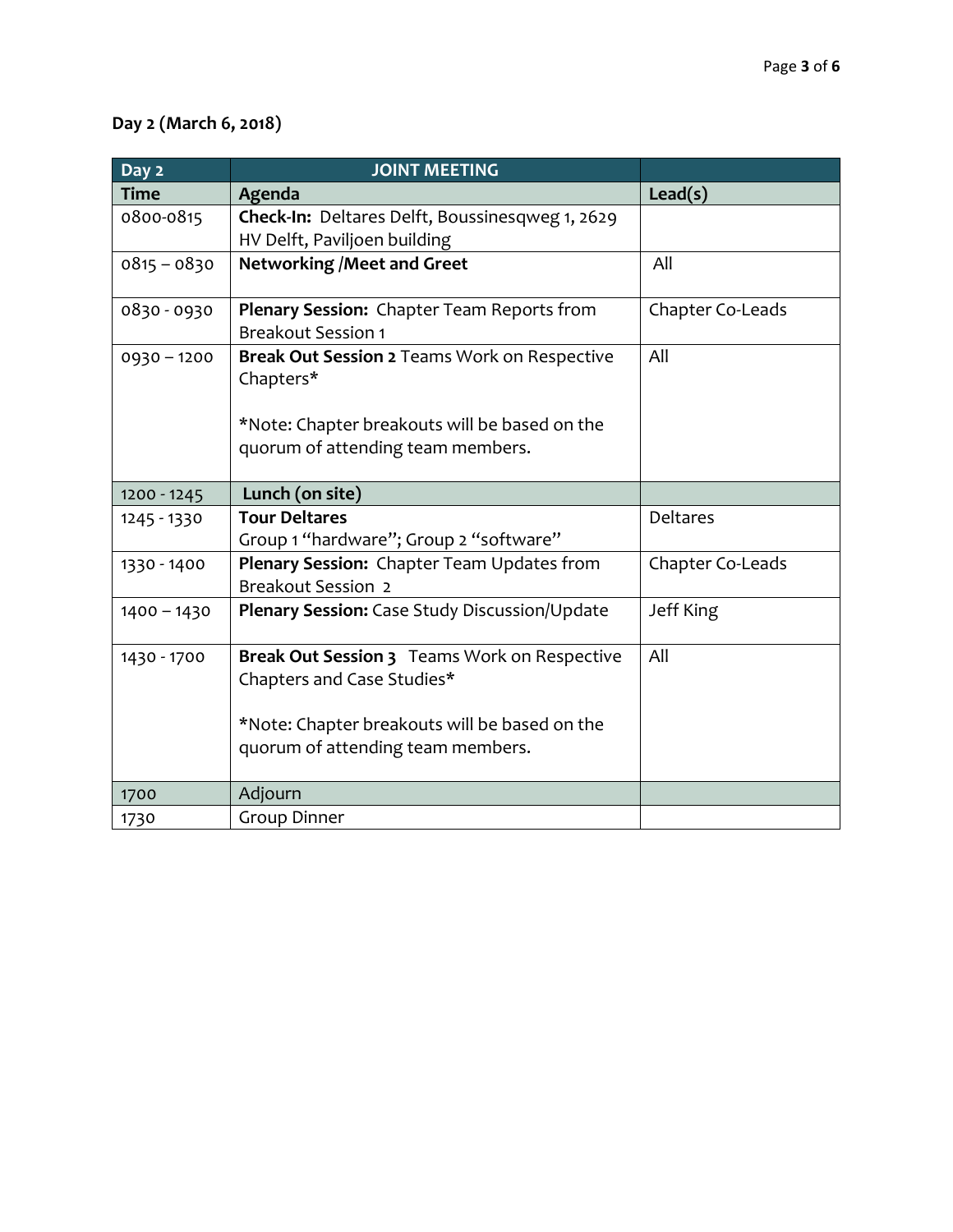**Day 2 (March 6, 2018)**

| Day 2 | JOINT MEETING | |
|---|---|---|
| **Time** | **Agenda** | **Lead(s)** |
| 0800-0815 | **Check-In:** Deltares Delft, Boussinesqweg 1, 2629 HV Delft, Paviljoen building | |
| 0815 – 0830 | **Networking /Meet and Greet** | All |
| 0830 - 0930 | **Plenary Session:** Chapter Team Reports from Breakout Session 1 | Chapter Co-Leads |
| 0930 – 1200 | **Break Out Session 2** Teams Work on Respective Chapters*<br><br>*Note: Chapter breakouts will be based on the quorum of attending team members. | All |
| 1200 - 1245 | **Lunch (on site)** | |
| 1245 - 1330 | **Tour Deltares**<br>Group 1 "hardware"; Group 2 "software" | Deltares |
| 1330 - 1400 | **Plenary Session:** Chapter Team Updates from Breakout Session 2 | Chapter Co-Leads |
| 1400 – 1430 | **Plenary Session:** Case Study Discussion/Update | Jeff King |
| 1430 - 1700 | **Break Out Session 3** Teams Work on Respective Chapters and Case Studies*<br><br>*Note: Chapter breakouts will be based on the quorum of attending team members. | All |
| 1700 | Adjourn | |
| 1730 | Group Dinner | |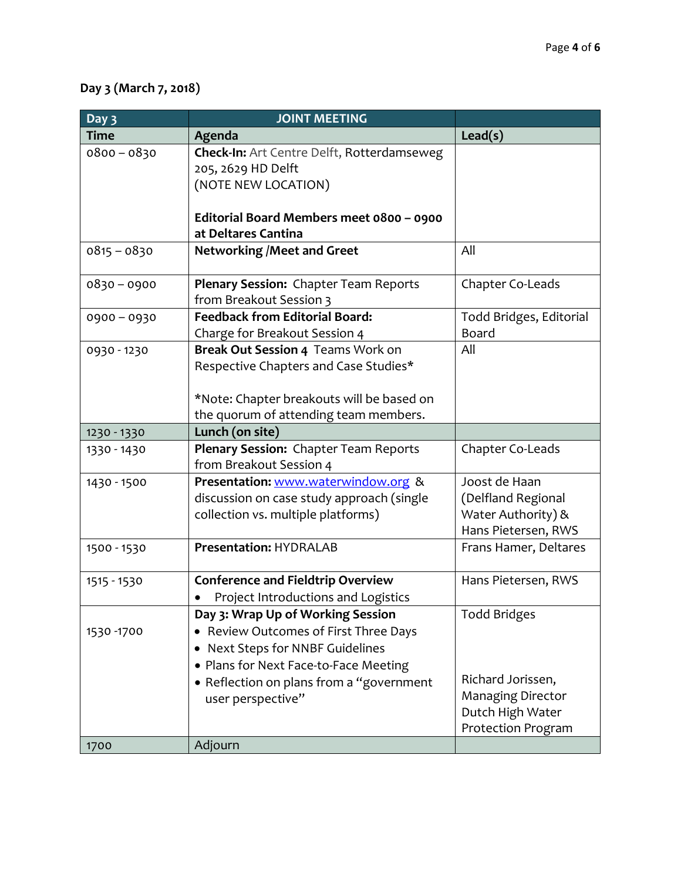**Day 3 (March 7, 2018)**

| Day 3 | JOINT MEETING | |
|---|---|---|
| **Time** | **Agenda** | **Lead(s)** |
| 0800 – 0830 | **Check-In:** Art Centre Delft, Rotterdamseweg 205, 2629 HD Delft<br>(NOTE NEW LOCATION)<br><br>**Editorial Board Members meet 0800 – 0900 at Deltares Cantina** | |
| 0815 – 0830 | **Networking /Meet and Greet** | All |
| 0830 – 0900 | **Plenary Session:** Chapter Team Reports from Breakout Session 3 | Chapter Co-Leads |
| 0900 – 0930 | **Feedback from Editorial Board:** Charge for Breakout Session 4 | Todd Bridges, Editorial Board |
| 0930 - 1230 | **Break Out Session 4** Teams Work on Respective Chapters and Case Studies*<br><br>*Note: Chapter breakouts will be based on the quorum of attending team members. | All |
| 1230 - 1330 | **Lunch (on site)** | |
| 1330 - 1430 | **Plenary Session:** Chapter Team Reports from Breakout Session 4 | Chapter Co-Leads |
| 1430 - 1500 | **Presentation:** www.waterwindow.org & discussion on case study approach (single collection vs. multiple platforms) | Joost de Haan (Delfland Regional Water Authority) & Hans Pietersen, RWS |
| 1500 - 1530 | **Presentation:** HYDRALAB | Frans Hamer, Deltares |
| 1515 - 1530 | **Conference and Fieldtrip Overview**<br>• Project Introductions and Logistics | Hans Pietersen, RWS |
| 1530 -1700 | **Day 3: Wrap Up of Working Session**<br>• Review Outcomes of First Three Days<br>• Next Steps for NNBF Guidelines<br>• Plans for Next Face-to-Face Meeting<br>• Reflection on plans from a "government user perspective" | Todd Bridges<br><br>Richard Jorissen, Managing Director Dutch High Water Protection Program |
| 1700 | Adjourn | |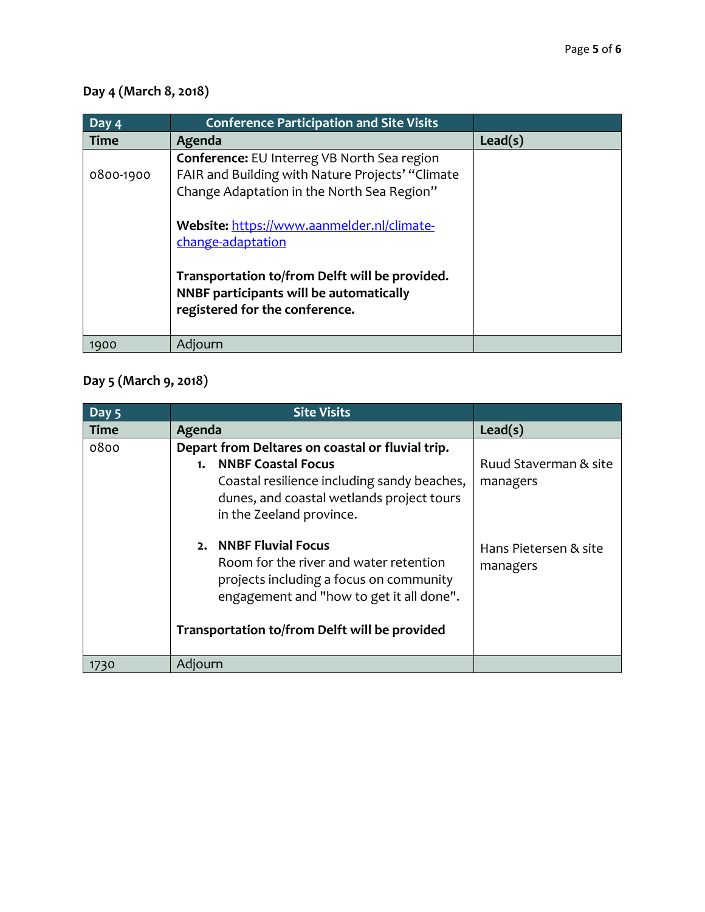## Day 4 (March 8, 2018)

| Day 4 | Conference Participation and Site Visits | |
|---|---|---|
| **Time** | **Agenda** | **Lead(s)** |
| 0800-1900 | **Conference:** EU Interreg VB North Sea region FAIR and Building with Nature Projects' "Climate Change Adaptation in the North Sea Region"<br><br>**Website:** [https://www.aanmelder.nl/climate-change-adaptation](https://www.aanmelder.nl/climate-change-adaptation)<br><br>**Transportation to/from Delft will be provided. NNBF participants will be automatically registered for the conference.** | |
| 1900 | Adjourn | |

## Day 5 (March 9, 2018)

| Day 5 | Site Visits | |
|---|---|---|
| **Time** | **Agenda** | **Lead(s)** |
| 0800 | **Depart from Deltares on coastal or fluvial trip.**<br>**1. NNBF Coastal Focus**<br>Coastal resilience including sandy beaches, dunes, and coastal wetlands project tours in the Zeeland province. | Ruud Staverman & site managers |
| | **2. NNBF Fluvial Focus**<br>Room for the river and water retention projects including a focus on community engagement and "how to get it all done".<br><br>**Transportation to/from Delft will be provided** | Hans Pietersen & site managers |
| 1730 | Adjourn | |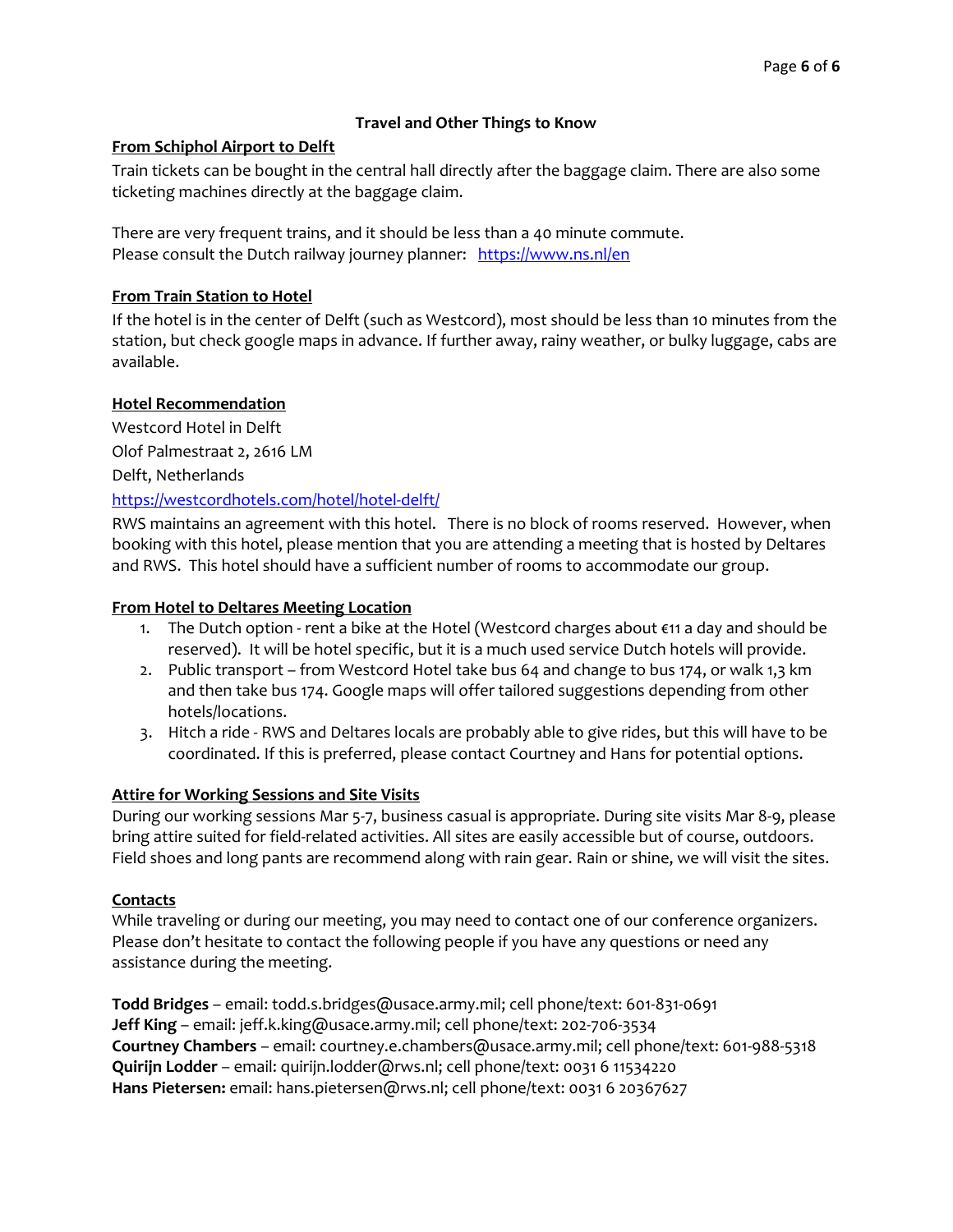## Travel and Other Things to Know

### From Schiphol Airport to Delft

Train tickets can be bought in the central hall directly after the baggage claim. There are also some ticketing machines directly at the baggage claim.

There are very frequent trains, and it should be less than a 40 minute commute.
Please consult the Dutch railway journey planner: https://www.ns.nl/en

### From Train Station to Hotel

If the hotel is in the center of Delft (such as Westcord), most should be less than 10 minutes from the station, but check google maps in advance. If further away, rainy weather, or bulky luggage, cabs are available.

### Hotel Recommendation

Westcord Hotel in Delft
Olof Palmestraat 2, 2616 LM
Delft, Netherlands
https://westcordhotels.com/hotel/hotel-delft/

RWS maintains an agreement with this hotel. There is no block of rooms reserved. However, when booking with this hotel, please mention that you are attending a meeting that is hosted by Deltares and RWS. This hotel should have a sufficient number of rooms to accommodate our group.

### From Hotel to Deltares Meeting Location

1. The Dutch option - rent a bike at the Hotel (Westcord charges about €11 a day and should be reserved). It will be hotel specific, but it is a much used service Dutch hotels will provide.
2. Public transport – from Westcord Hotel take bus 64 and change to bus 174, or walk 1,3 km and then take bus 174. Google maps will offer tailored suggestions depending from other hotels/locations.
3. Hitch a ride - RWS and Deltares locals are probably able to give rides, but this will have to be coordinated. If this is preferred, please contact Courtney and Hans for potential options.

### Attire for Working Sessions and Site Visits

During our working sessions Mar 5-7, business casual is appropriate. During site visits Mar 8-9, please bring attire suited for field-related activities. All sites are easily accessible but of course, outdoors. Field shoes and long pants are recommend along with rain gear. Rain or shine, we will visit the sites.

### Contacts

While traveling or during our meeting, you may need to contact one of our conference organizers. Please don't hesitate to contact the following people if you have any questions or need any assistance during the meeting.

**Todd Bridges** – email: todd.s.bridges@usace.army.mil; cell phone/text: 601-831-0691
**Jeff King** – email: jeff.k.king@usace.army.mil; cell phone/text: 202-706-3534
**Courtney Chambers** – email: courtney.e.chambers@usace.army.mil; cell phone/text: 601-988-5318
**Quirijn Lodder** – email: quirijn.lodder@rws.nl; cell phone/text: 0031 6 11534220
**Hans Pietersen:** email: hans.pietersen@rws.nl; cell phone/text: 0031 6 20367627